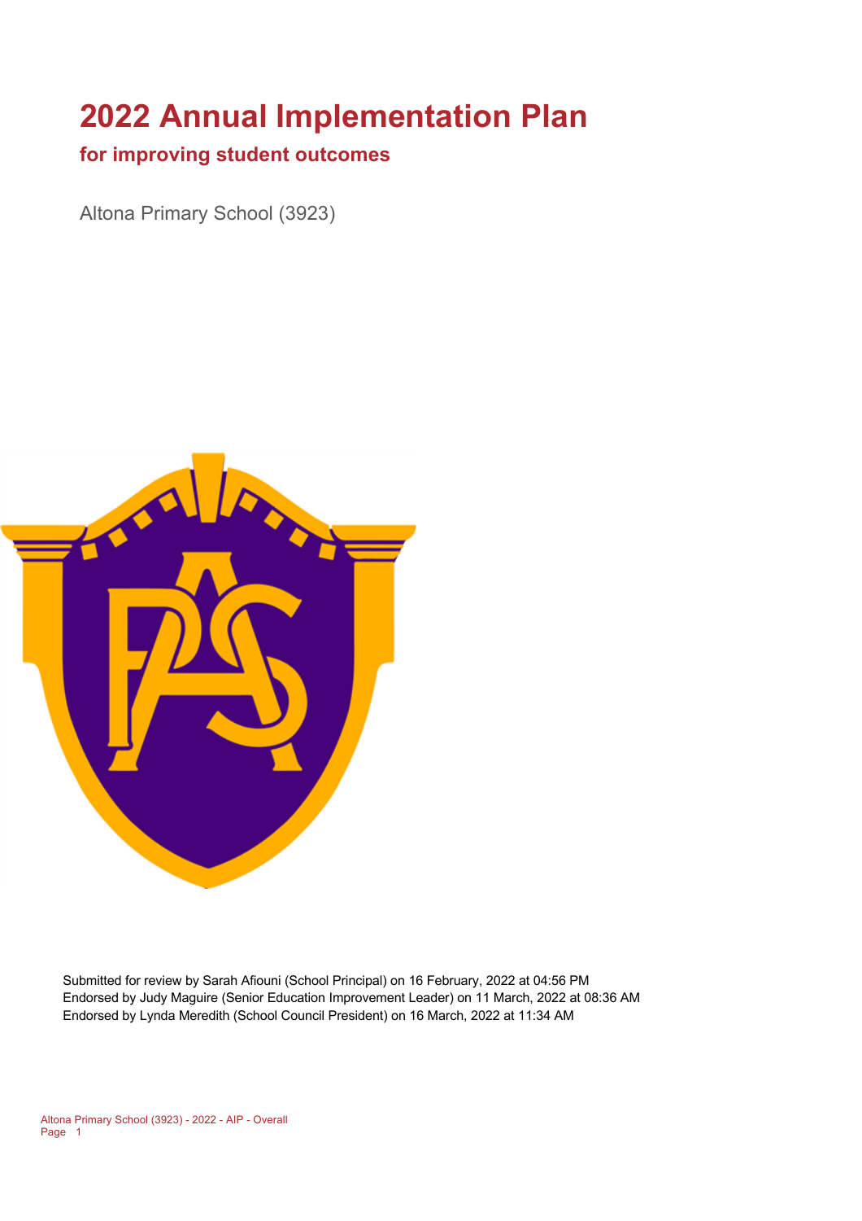# 2022 Annual Implementation Plan

## for improving student outcomes

Altona Primary School (3923)

Submitted for review by Sarah Afiouni (School Principal) on 16 February, 2022 at 04:56 PM
Endorsed by Judy Maguire (Senior Education Improvement Leader) on 11 March, 2022 at 08:36 AM
Endorsed by Lynda Meredith (School Council President) on 16 March, 2022 at 11:34 AM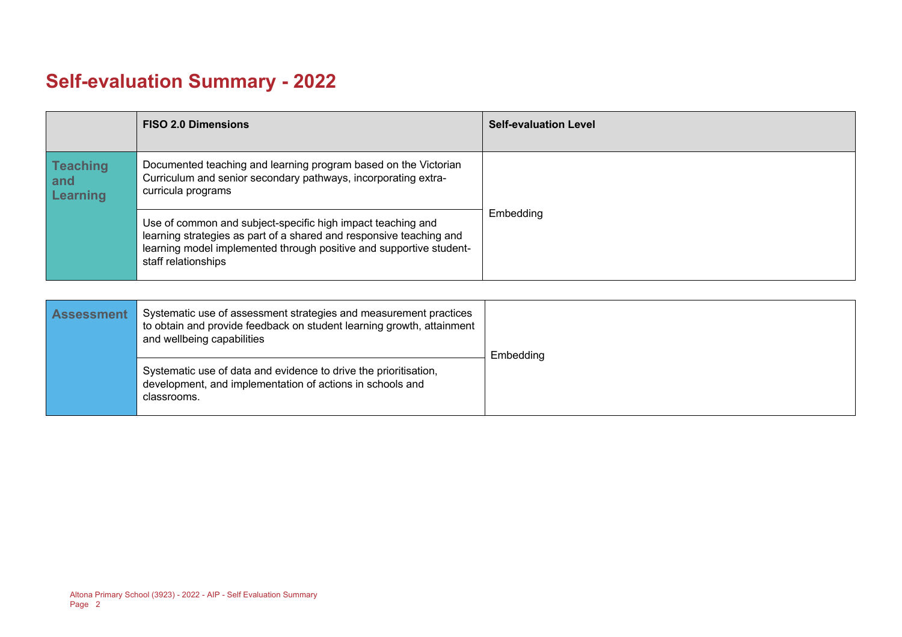# Self-evaluation Summary - 2022

| | FISO 2.0 Dimensions | Self-evaluation Level |
|---|---|---|
| **Teaching and Learning** | Documented teaching and learning program based on the Victorian Curriculum and senior secondary pathways, incorporating extra-curricula programs | Embedding |
| | Use of common and subject-specific high impact teaching and learning strategies as part of a shared and responsive teaching and learning model implemented through positive and supportive student-staff relationships | |

| | | |
|---|---|---|
| **Assessment** | Systematic use of assessment strategies and measurement practices to obtain and provide feedback on student learning growth, attainment and wellbeing capabilities | Embedding |
| | Systematic use of data and evidence to drive the prioritisation, development, and implementation of actions in schools and classrooms. | |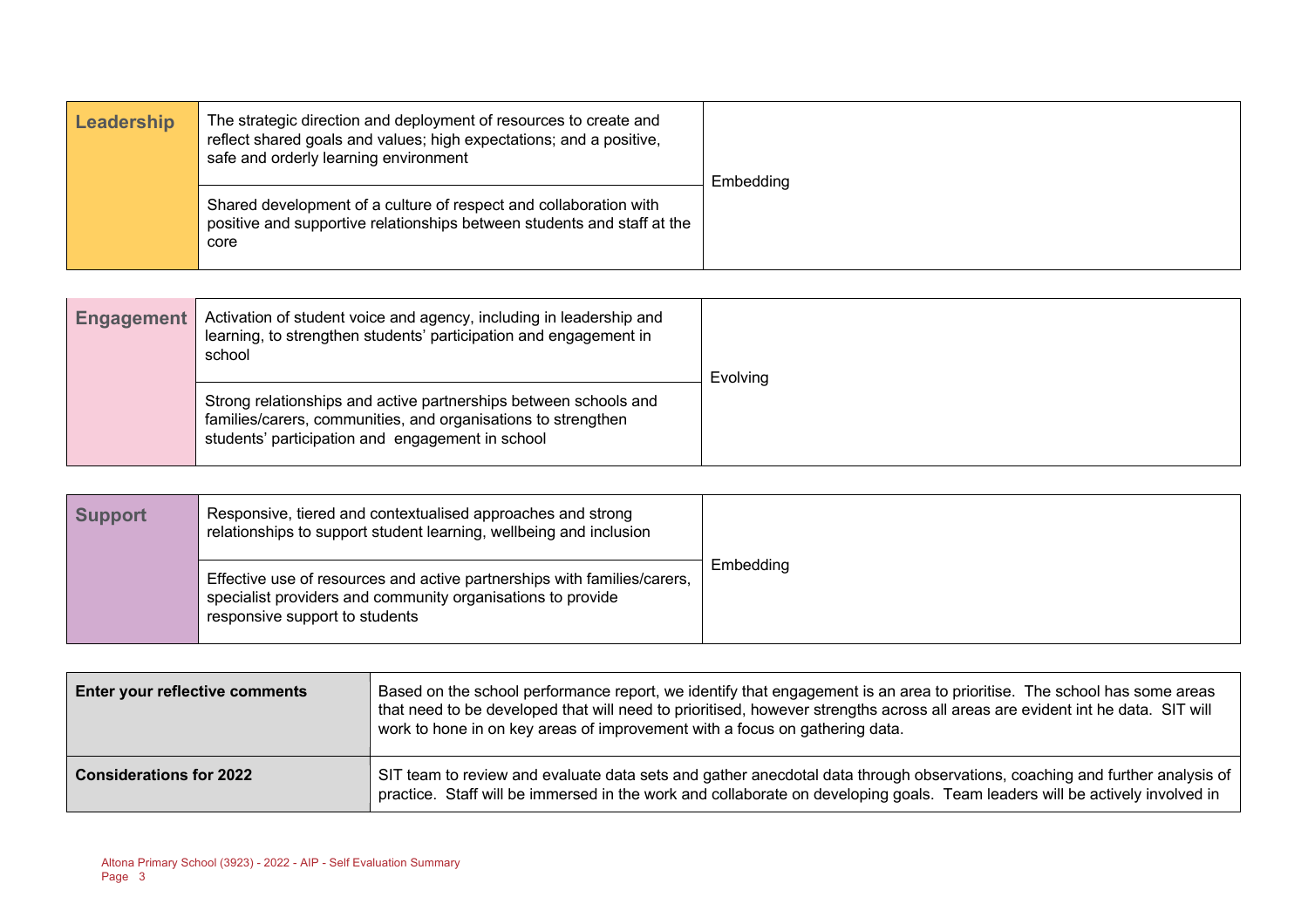| Leadership | | |
|---|---|---|
| Leadership | The strategic direction and deployment of resources to create and reflect shared goals and values; high expectations; and a positive, safe and orderly learning environment | Embedding |
| | Shared development of a culture of respect and collaboration with positive and supportive relationships between students and staff at the core | |

| Engagement | | |
|---|---|---|
| Engagement | Activation of student voice and agency, including in leadership and learning, to strengthen students' participation and engagement in school | Evolving |
| | Strong relationships and active partnerships between schools and families/carers, communities, and organisations to strengthen students' participation and engagement in school | |

| Support | | |
|---|---|---|
| Support | Responsive, tiered and contextualised approaches and strong relationships to support student learning, wellbeing and inclusion | Embedding |
| | Effective use of resources and active partnerships with families/carers, specialist providers and community organisations to provide responsive support to students | |

| | |
|---|---|
| **Enter your reflective comments** | Based on the school performance report, we identify that engagement is an area to prioritise. The school has some areas that need to be developed that will need to prioritised, however strengths across all areas are evident int he data. SIT will work to hone in on key areas of improvement with a focus on gathering data. |
| **Considerations for 2022** | SIT team to review and evaluate data sets and gather anecdotal data through observations, coaching and further analysis of practice. Staff will be immersed in the work and collaborate on developing goals. Team leaders will be actively involved in |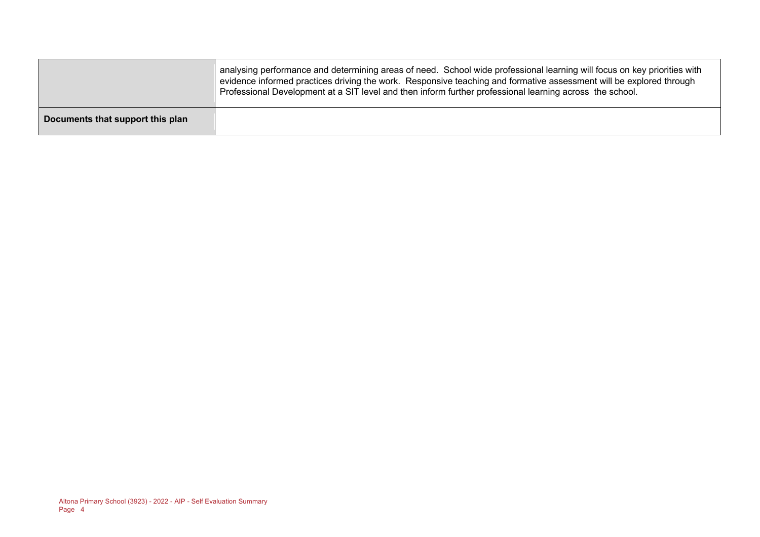| | |
|---|---|
| | analysing performance and determining areas of need. School wide professional learning will focus on key priorities with evidence informed practices driving the work. Responsive teaching and formative assessment will be explored through Professional Development at a SIT level and then inform further professional learning across the school. |
| **Documents that support this plan** | |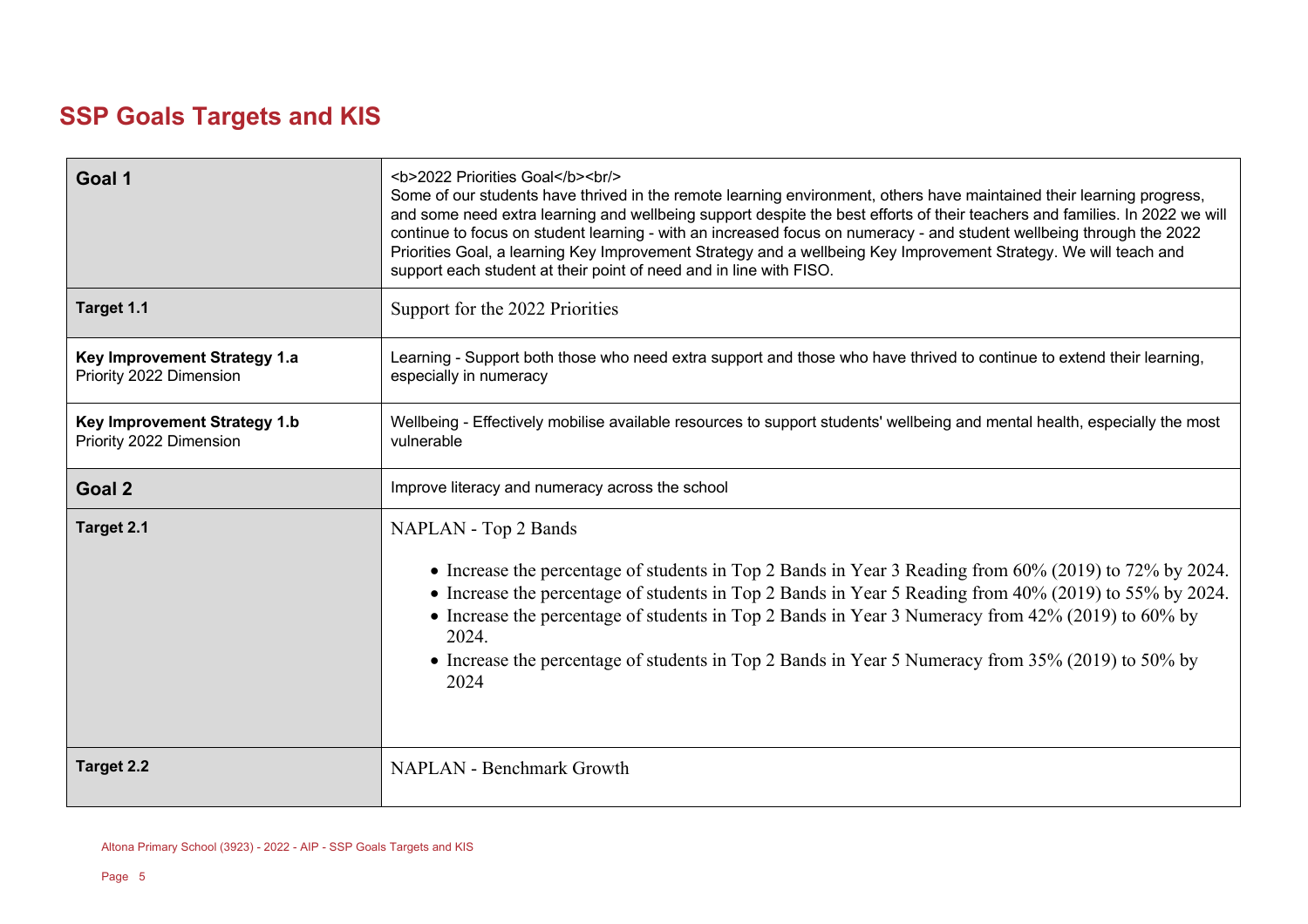## SSP Goals Targets and KIS

| | |
|---|---|
| **Goal 1** | <b>2022 Priorities Goal</b><br/> Some of our students have thrived in the remote learning environment, others have maintained their learning progress, and some need extra learning and wellbeing support despite the best efforts of their teachers and families. In 2022 we will continue to focus on student learning - with an increased focus on numeracy - and student wellbeing through the 2022 Priorities Goal, a learning Key Improvement Strategy and a wellbeing Key Improvement Strategy. We will teach and support each student at their point of need and in line with FISO. |
| **Target 1.1** | Support for the 2022 Priorities |
| **Key Improvement Strategy 1.a** Priority 2022 Dimension | Learning - Support both those who need extra support and those who have thrived to continue to extend their learning, especially in numeracy |
| **Key Improvement Strategy 1.b** Priority 2022 Dimension | Wellbeing - Effectively mobilise available resources to support students' wellbeing and mental health, especially the most vulnerable |
| **Goal 2** | Improve literacy and numeracy across the school |
| **Target 2.1** | NAPLAN - Top 2 Bands<br>• Increase the percentage of students in Top 2 Bands in Year 3 Reading from 60% (2019) to 72% by 2024.<br>• Increase the percentage of students in Top 2 Bands in Year 5 Reading from 40% (2019) to 55% by 2024.<br>• Increase the percentage of students in Top 2 Bands in Year 3 Numeracy from 42% (2019) to 60% by 2024.<br>• Increase the percentage of students in Top 2 Bands in Year 5 Numeracy from 35% (2019) to 50% by 2024 |
| **Target 2.2** | NAPLAN - Benchmark Growth |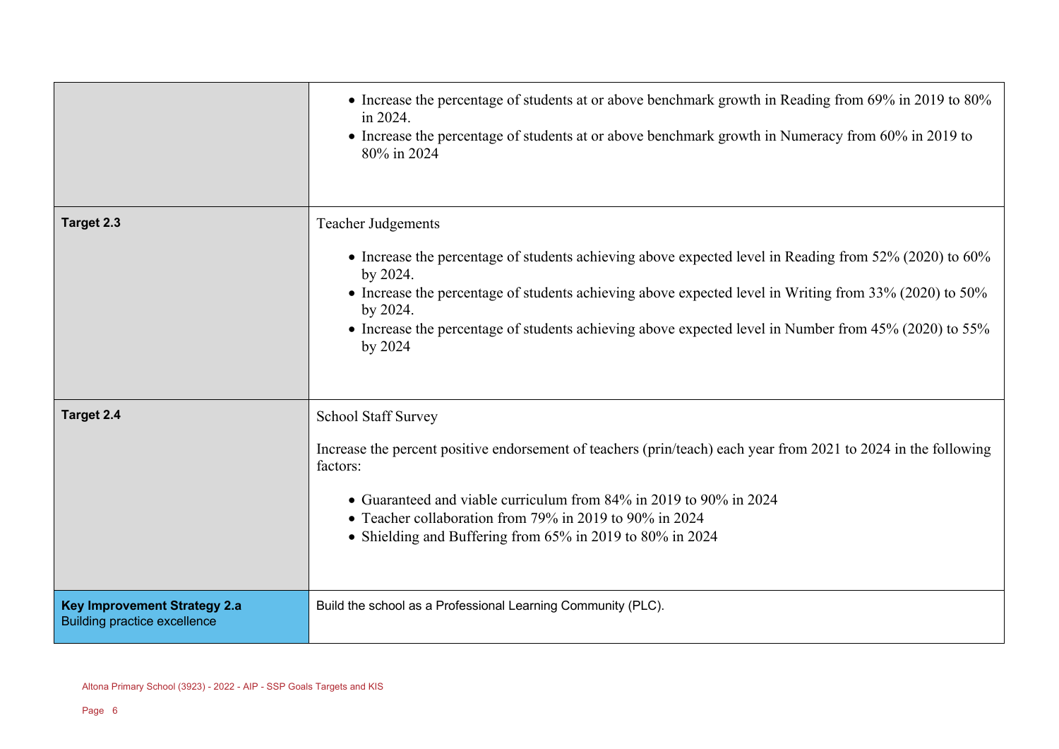| | |
|---|---|
| | • Increase the percentage of students at or above benchmark growth in Reading from 69% in 2019 to 80% in 2024.<br>• Increase the percentage of students at or above benchmark growth in Numeracy from 60% in 2019 to 80% in 2024 |
| **Target 2.3** | Teacher Judgements<br><br>• Increase the percentage of students achieving above expected level in Reading from 52% (2020) to 60% by 2024.<br>• Increase the percentage of students achieving above expected level in Writing from 33% (2020) to 50% by 2024.<br>• Increase the percentage of students achieving above expected level in Number from 45% (2020) to 55% by 2024 |
| **Target 2.4** | School Staff Survey<br><br>Increase the percent positive endorsement of teachers (prin/teach) each year from 2021 to 2024 in the following factors:<br><br>• Guaranteed and viable curriculum from 84% in 2019 to 90% in 2024<br>• Teacher collaboration from 79% in 2019 to 90% in 2024<br>• Shielding and Buffering from 65% in 2019 to 80% in 2024 |
| **Key Improvement Strategy 2.a**<br>Building practice excellence | Build the school as a Professional Learning Community (PLC). |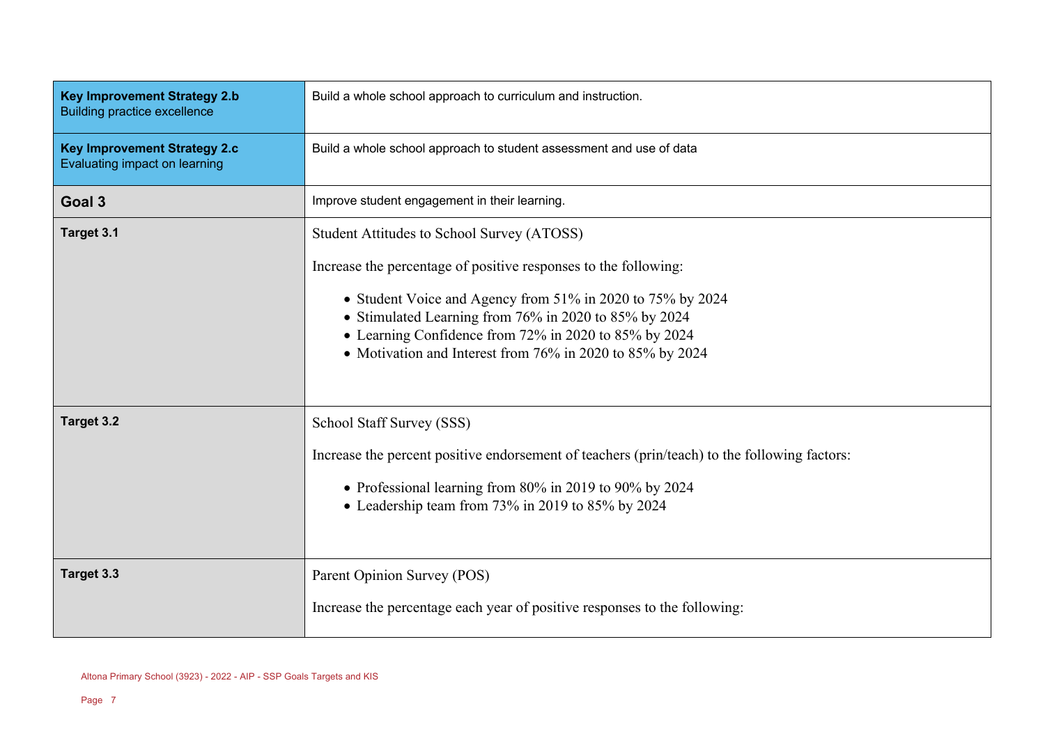| | |
|---|---|
| **Key Improvement Strategy 2.b** Building practice excellence | Build a whole school approach to curriculum and instruction. |
| **Key Improvement Strategy 2.c** Evaluating impact on learning | Build a whole school approach to student assessment and use of data |
| **Goal 3** | Improve student engagement in their learning. |
| **Target 3.1** | Student Attitudes to School Survey (ATOSS)<br><br>Increase the percentage of positive responses to the following:<br><br>• Student Voice and Agency from 51% in 2020 to 75% by 2024<br>• Stimulated Learning from 76% in 2020 to 85% by 2024<br>• Learning Confidence from 72% in 2020 to 85% by 2024<br>• Motivation and Interest from 76% in 2020 to 85% by 2024 |
| **Target 3.2** | School Staff Survey (SSS)<br><br>Increase the percent positive endorsement of teachers (prin/teach) to the following factors:<br><br>• Professional learning from 80% in 2019 to 90% by 2024<br>• Leadership team from 73% in 2019 to 85% by 2024 |
| **Target 3.3** | Parent Opinion Survey (POS)<br><br>Increase the percentage each year of positive responses to the following: |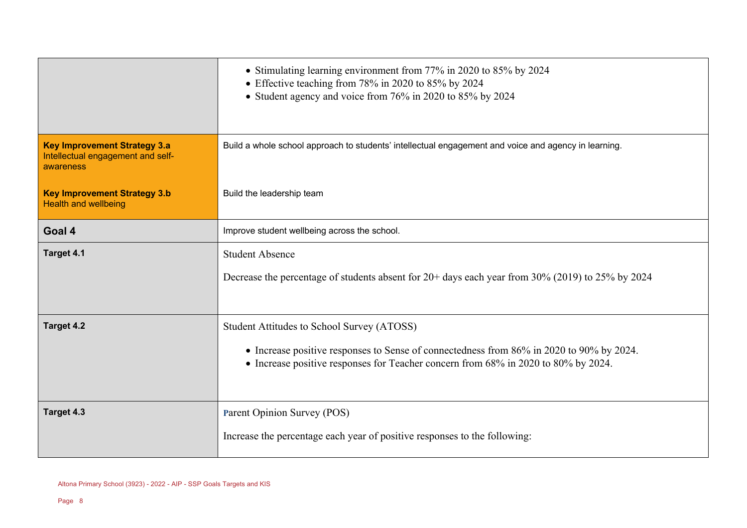| | |
|---|---|
| | <ul><li>Stimulating learning environment from 77% in 2020 to 85% by 2024</li><li>Effective teaching from 78% in 2020 to 85% by 2024</li><li>Student agency and voice from 76% in 2020 to 85% by 2024</li></ul> |
| **Key Improvement Strategy 3.a** Intellectual engagement and self-awareness | Build a whole school approach to students' intellectual engagement and voice and agency in learning. |
| **Key Improvement Strategy 3.b** Health and wellbeing | Build the leadership team |
| **Goal 4** | Improve student wellbeing across the school. |
| **Target 4.1** | Student Absence<br><br>Decrease the percentage of students absent for 20+ days each year from 30% (2019) to 25% by 2024 |
| **Target 4.2** | Student Attitudes to School Survey (ATOSS)<br><ul><li>Increase positive responses to Sense of connectedness from 86% in 2020 to 90% by 2024.</li><li>Increase positive responses for Teacher concern from 68% in 2020 to 80% by 2024.</li></ul> |
| **Target 4.3** | Parent Opinion Survey (POS)<br><br>Increase the percentage each year of positive responses to the following: |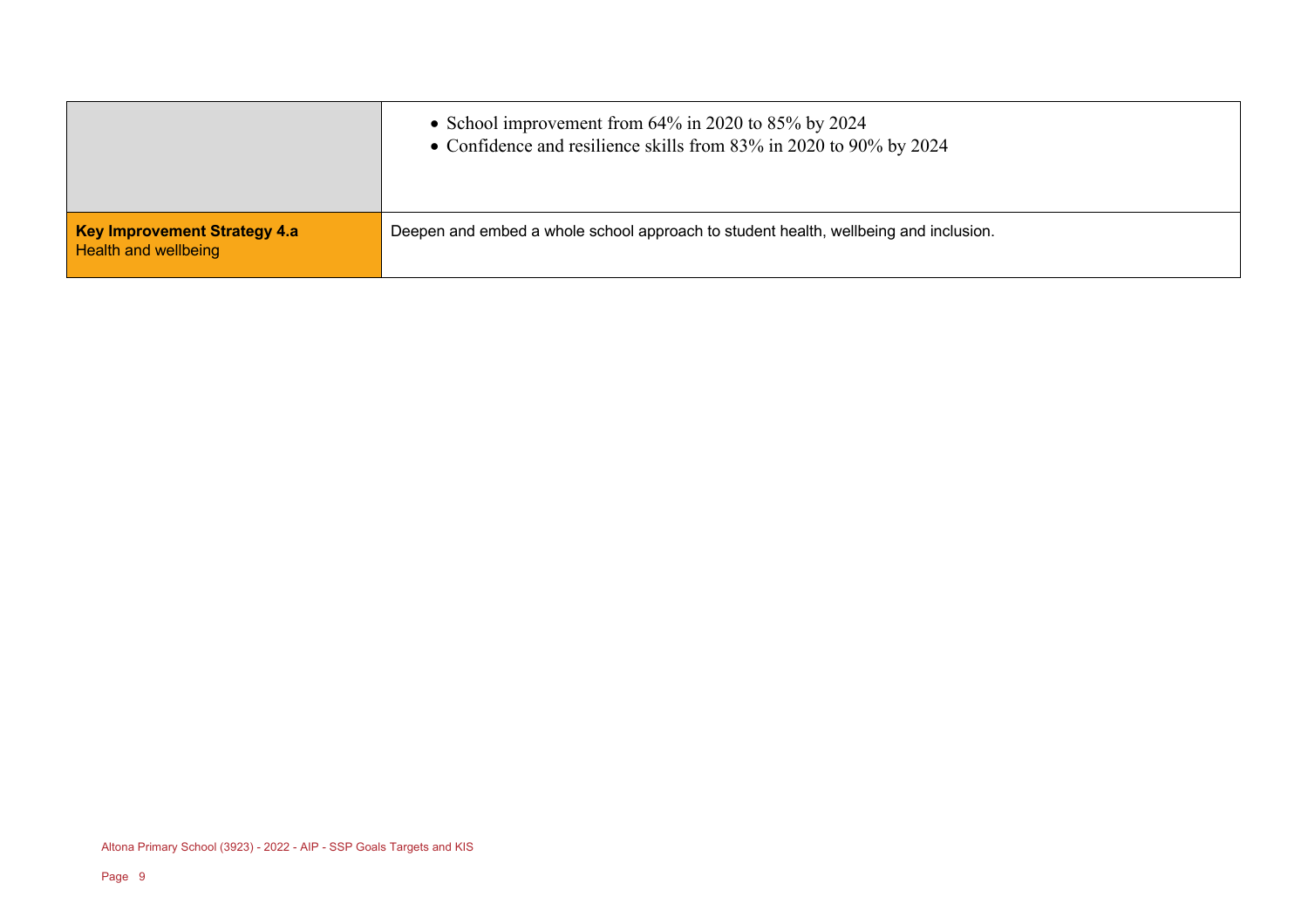| | |
|---|---|
| | • School improvement from 64% in 2020 to 85% by 2024<br>• Confidence and resilience skills from 83% in 2020 to 90% by 2024 |
| **Key Improvement Strategy 4.a**<br>Health and wellbeing | Deepen and embed a whole school approach to student health, wellbeing and inclusion. |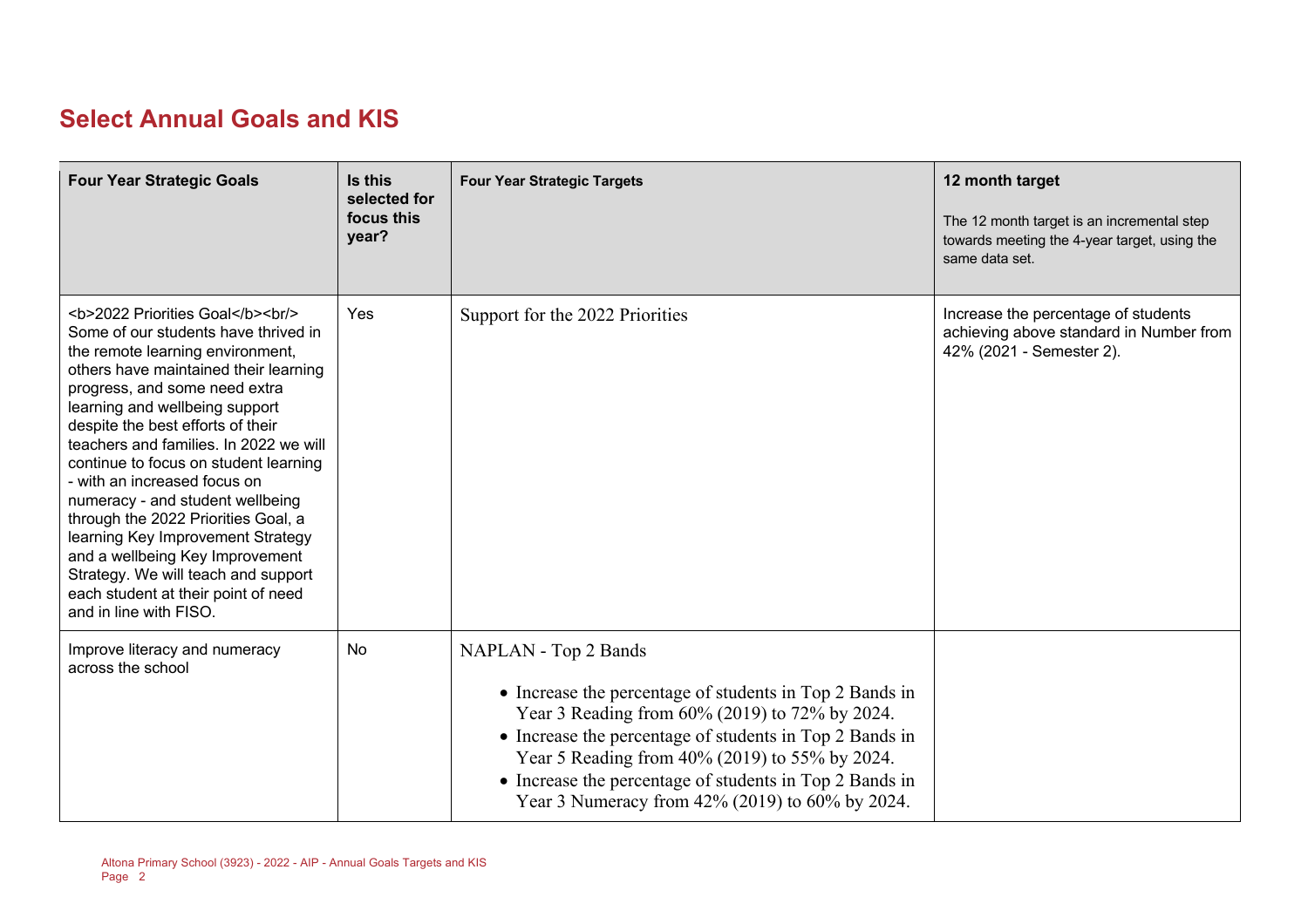## Select Annual Goals and KIS

| Four Year Strategic Goals | Is this selected for focus this year? | Four Year Strategic Targets | 12 month target<br>The 12 month target is an incremental step towards meeting the 4-year target, using the same data set. |
|---|---|---|---|
| <b>2022 Priorities Goal</b><br/> Some of our students have thrived in the remote learning environment, others have maintained their learning progress, and some need extra learning and wellbeing support despite the best efforts of their teachers and families. In 2022 we will continue to focus on student learning - with an increased focus on numeracy - and student wellbeing through the 2022 Priorities Goal, a learning Key Improvement Strategy and a wellbeing Key Improvement Strategy. We will teach and support each student at their point of need and in line with FISO. | Yes | Support for the 2022 Priorities | Increase the percentage of students achieving above standard in Number from 42% (2021 - Semester 2). |
| Improve literacy and numeracy across the school | No | NAPLAN - Top 2 Bands<br>• Increase the percentage of students in Top 2 Bands in Year 3 Reading from 60% (2019) to 72% by 2024.<br>• Increase the percentage of students in Top 2 Bands in Year 5 Reading from 40% (2019) to 55% by 2024.<br>• Increase the percentage of students in Top 2 Bands in Year 3 Numeracy from 42% (2019) to 60% by 2024. | |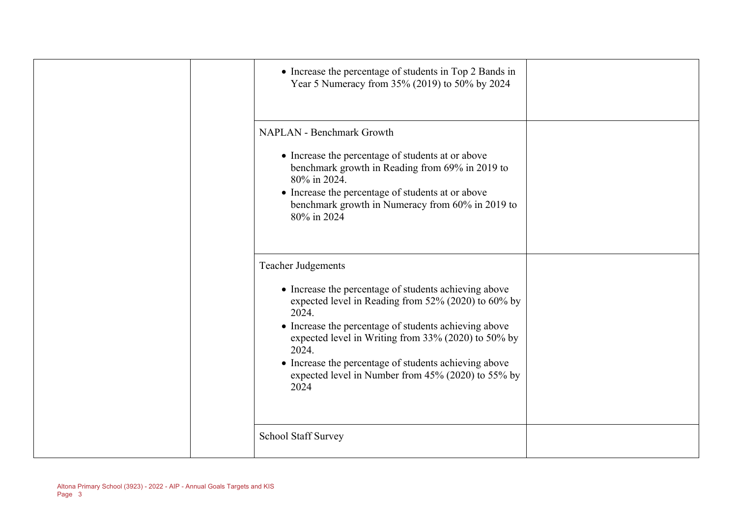| | | | |
|---|---|---|---|
| | | • Increase the percentage of students in Top 2 Bands in Year 5 Numeracy from 35% (2019) to 50% by 2024 | |
| | | NAPLAN - Benchmark Growth<br><br>• Increase the percentage of students at or above benchmark growth in Reading from 69% in 2019 to 80% in 2024.<br>• Increase the percentage of students at or above benchmark growth in Numeracy from 60% in 2019 to 80% in 2024 | |
| | | Teacher Judgements<br><br>• Increase the percentage of students achieving above expected level in Reading from 52% (2020) to 60% by 2024.<br>• Increase the percentage of students achieving above expected level in Writing from 33% (2020) to 50% by 2024.<br>• Increase the percentage of students achieving above expected level in Number from 45% (2020) to 55% by 2024 | |
| | | School Staff Survey | |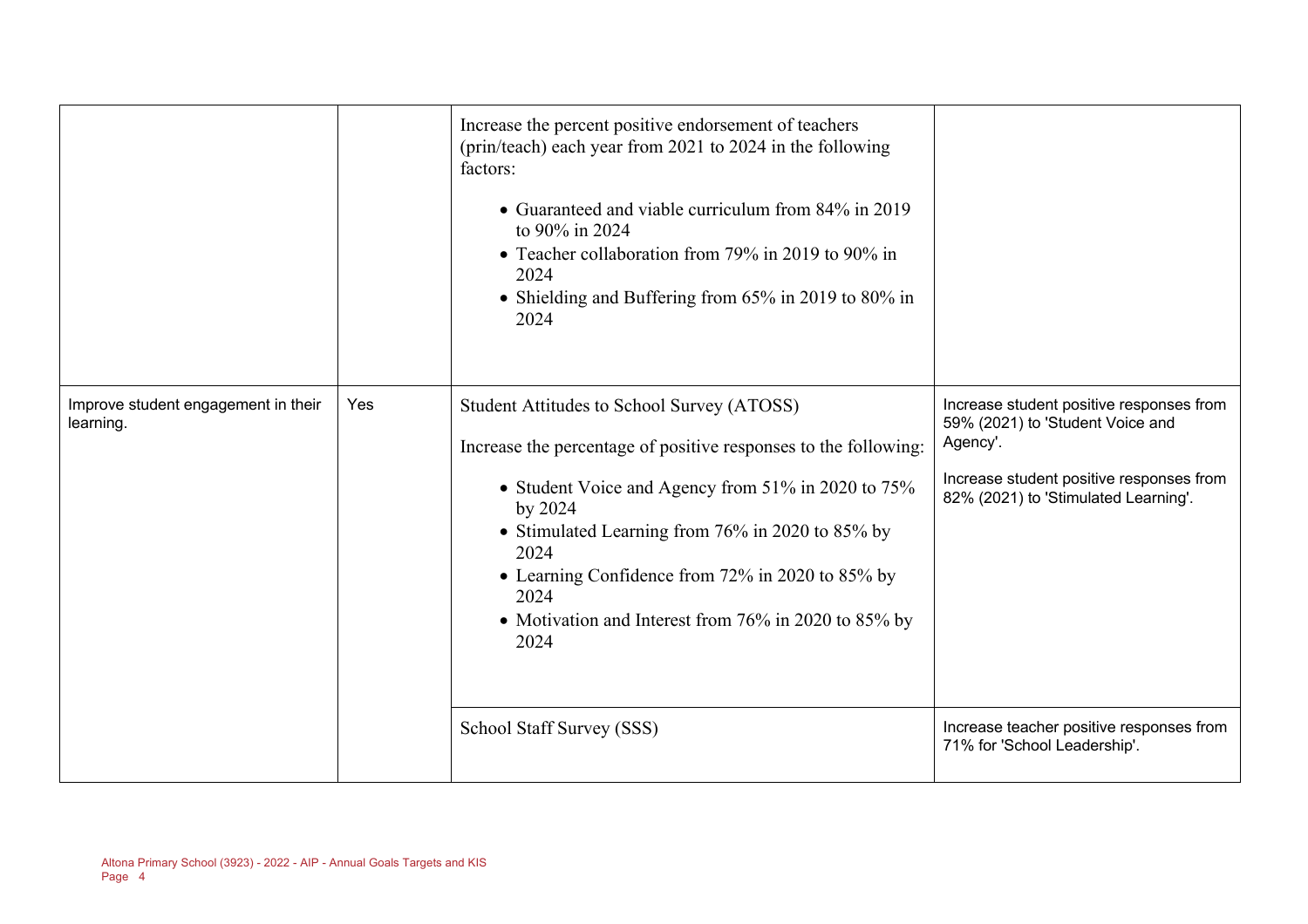| | | | |
|---|---|---|---|
| | | Increase the percent positive endorsement of teachers (prin/teach) each year from 2021 to 2024 in the following factors:<br><br>• Guaranteed and viable curriculum from 84% in 2019 to 90% in 2024<br>• Teacher collaboration from 79% in 2019 to 90% in 2024<br>• Shielding and Buffering from 65% in 2019 to 80% in 2024 | |
| Improve student engagement in their learning. | Yes | Student Attitudes to School Survey (ATOSS)<br><br>Increase the percentage of positive responses to the following:<br><br>• Student Voice and Agency from 51% in 2020 to 75% by 2024<br>• Stimulated Learning from 76% in 2020 to 85% by 2024<br>• Learning Confidence from 72% in 2020 to 85% by 2024<br>• Motivation and Interest from 76% in 2020 to 85% by 2024 | Increase student positive responses from 59% (2021) to 'Student Voice and Agency'.<br><br>Increase student positive responses from 82% (2021) to 'Stimulated Learning'. |
| | | School Staff Survey (SSS) | Increase teacher positive responses from 71% for 'School Leadership'. |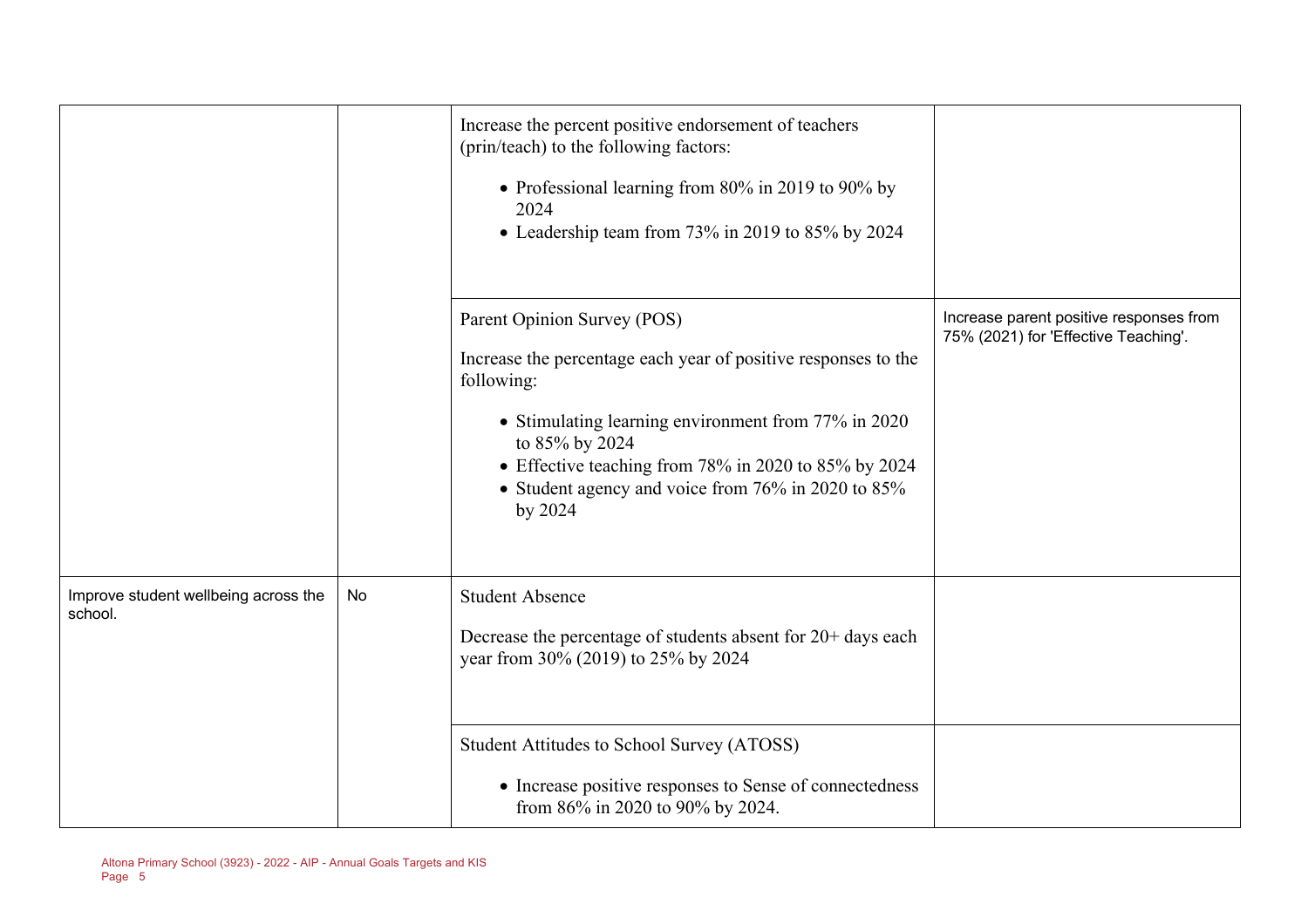| | | | |
|---|---|---|---|
| | | Increase the percent positive endorsement of teachers (prin/teach) to the following factors:<br>• Professional learning from 80% in 2019 to 90% by 2024<br>• Leadership team from 73% in 2019 to 85% by 2024 | |
| | | Parent Opinion Survey (POS)<br>Increase the percentage each year of positive responses to the following:<br>• Stimulating learning environment from 77% in 2020 to 85% by 2024<br>• Effective teaching from 78% in 2020 to 85% by 2024<br>• Student agency and voice from 76% in 2020 to 85% by 2024 | Increase parent positive responses from 75% (2021) for 'Effective Teaching'. |
| Improve student wellbeing across the school. | No | Student Absence<br>Decrease the percentage of students absent for 20+ days each year from 30% (2019) to 25% by 2024 | |
| | | Student Attitudes to School Survey (ATOSS)<br>• Increase positive responses to Sense of connectedness from 86% in 2020 to 90% by 2024. | |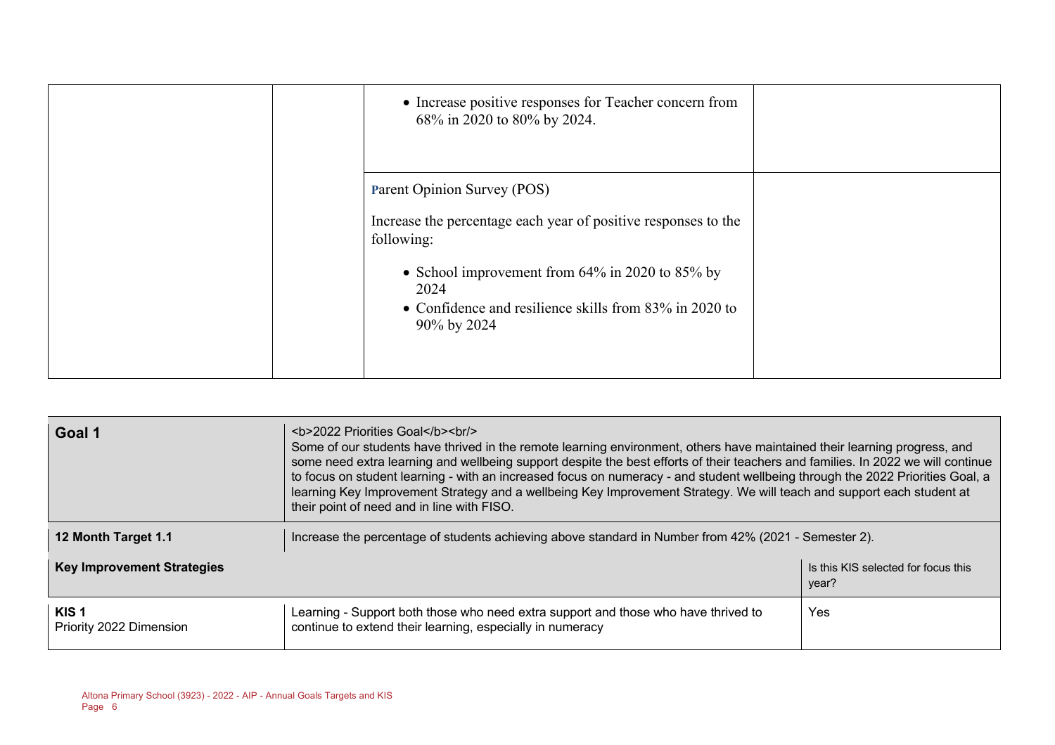| | | | |
|---|---|---|---|
| | | • Increase positive responses for Teacher concern from 68% in 2020 to 80% by 2024. | |
| | | Parent Opinion Survey (POS)<br><br>Increase the percentage each year of positive responses to the following:<br><br>• School improvement from 64% in 2020 to 85% by 2024<br>• Confidence and resilience skills from 83% in 2020 to 90% by 2024 | |

| **Goal 1** | <b>2022 Priorities Goal</b><br/> Some of our students have thrived in the remote learning environment, others have maintained their learning progress, and some need extra learning and wellbeing support despite the best efforts of their teachers and families. In 2022 we will continue to focus on student learning - with an increased focus on numeracy - and student wellbeing through the 2022 Priorities Goal, a learning Key Improvement Strategy and a wellbeing Key Improvement Strategy. We will teach and support each student at their point of need and in line with FISO. | |
|---|---|---|
| **12 Month Target 1.1** | Increase the percentage of students achieving above standard in Number from 42% (2021 - Semester 2). | |
| **Key Improvement Strategies** | | Is this KIS selected for focus this year? |
| **KIS 1**<br>Priority 2022 Dimension | Learning - Support both those who need extra support and those who have thrived to continue to extend their learning, especially in numeracy | Yes |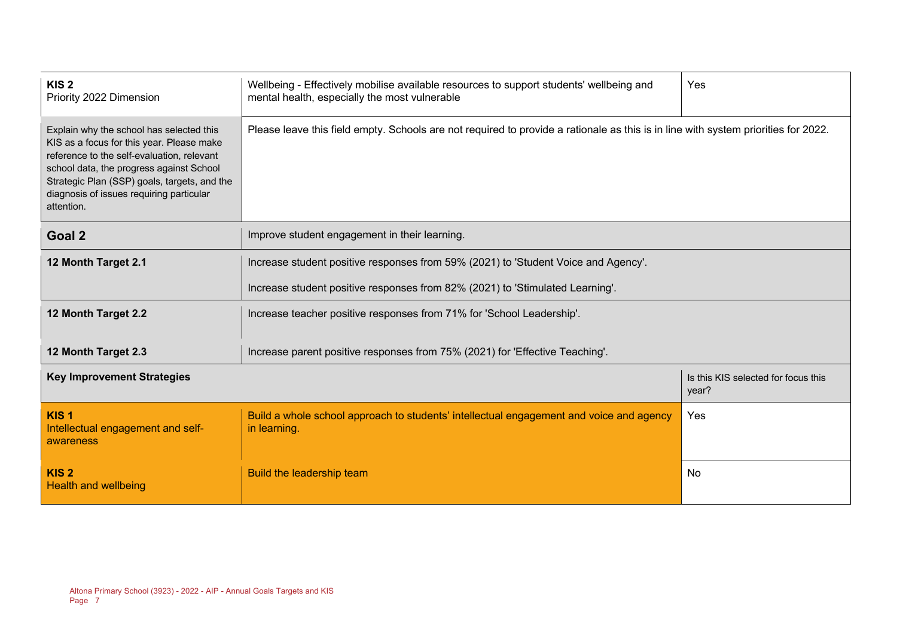| | | |
|---|---|---|
| **KIS 2**<br>Priority 2022 Dimension | Wellbeing - Effectively mobilise available resources to support students' wellbeing and mental health, especially the most vulnerable | Yes |
| Explain why the school has selected this KIS as a focus for this year. Please make reference to the self-evaluation, relevant school data, the progress against School Strategic Plan (SSP) goals, targets, and the diagnosis of issues requiring particular attention. | Please leave this field empty. Schools are not required to provide a rationale as this is in line with system priorities for 2022. | |
| **Goal 2** | Improve student engagement in their learning. | |
| **12 Month Target 2.1** | Increase student positive responses from 59% (2021) to 'Student Voice and Agency'.<br><br>Increase student positive responses from 82% (2021) to 'Stimulated Learning'. | |
| **12 Month Target 2.2** | Increase teacher positive responses from 71% for 'School Leadership'. | |
| **12 Month Target 2.3** | Increase parent positive responses from 75% (2021) for 'Effective Teaching'. | |
| **Key Improvement Strategies** | | Is this KIS selected for focus this year? |
| **KIS 1**<br>Intellectual engagement and self-awareness | Build a whole school approach to students' intellectual engagement and voice and agency in learning. | Yes |
| **KIS 2**<br>Health and wellbeing | Build the leadership team | No |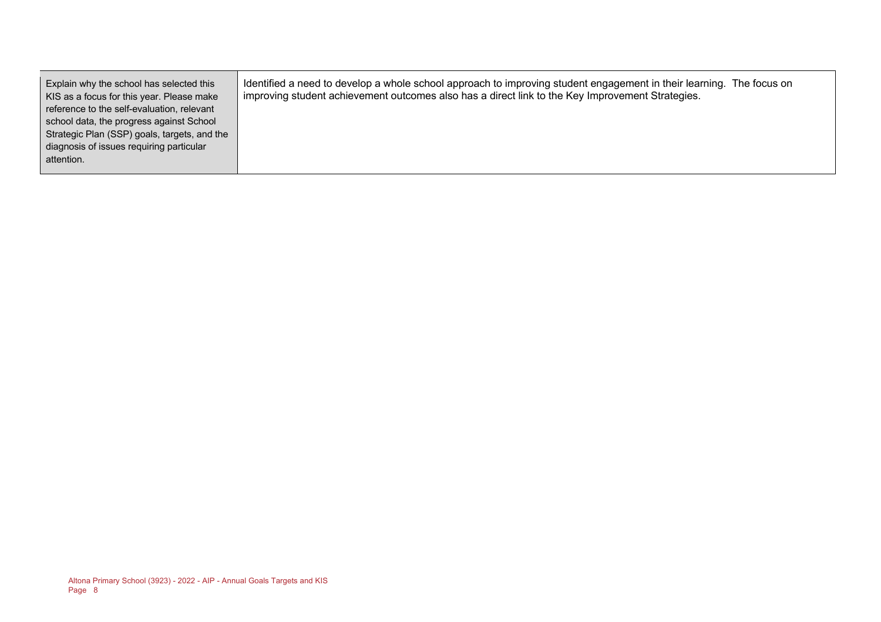| | |
|---|---|
| Explain why the school has selected this KIS as a focus for this year. Please make reference to the self-evaluation, relevant school data, the progress against School Strategic Plan (SSP) goals, targets, and the diagnosis of issues requiring particular attention. | Identified a need to develop a whole school approach to improving student engagement in their learning. The focus on improving student achievement outcomes also has a direct link to the Key Improvement Strategies. |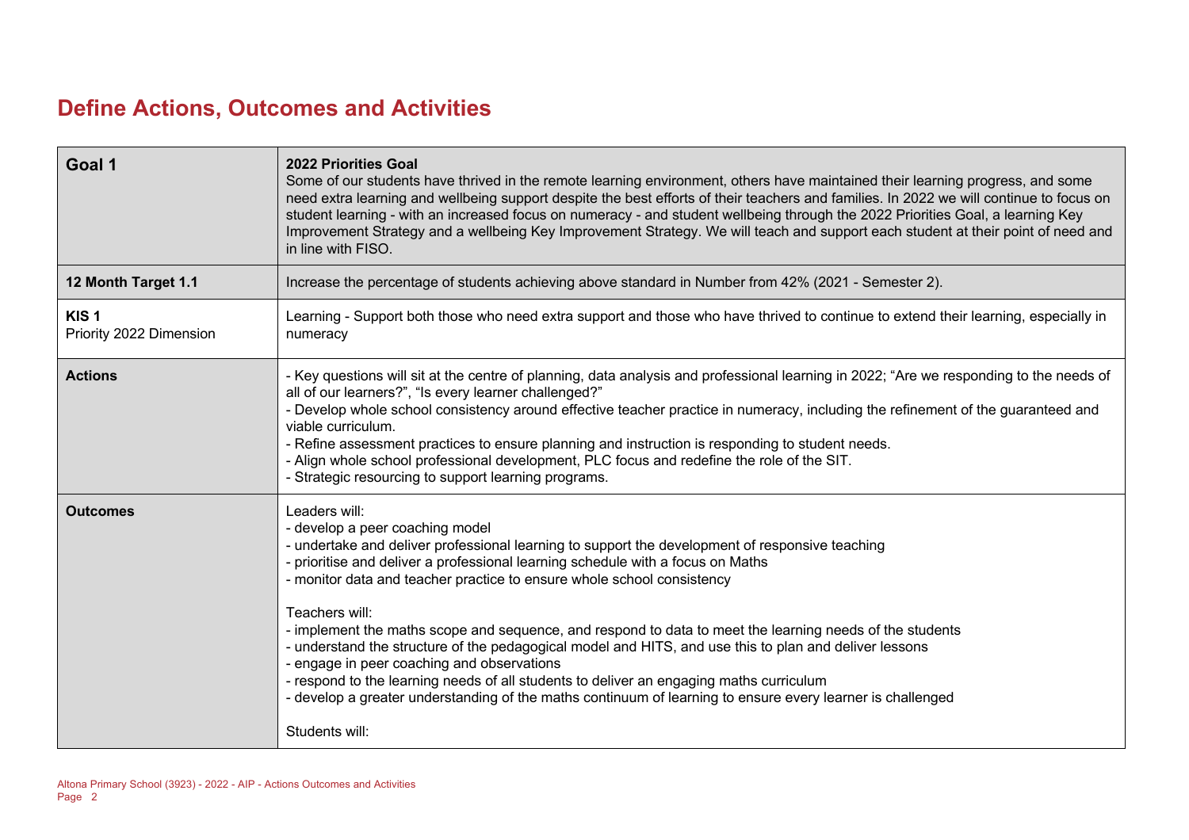# Define Actions, Outcomes and Activities

| Goal 1 | **2022 Priorities Goal**<br>Some of our students have thrived in the remote learning environment, others have maintained their learning progress, and some need extra learning and wellbeing support despite the best efforts of their teachers and families. In 2022 we will continue to focus on student learning - with an increased focus on numeracy - and student wellbeing through the 2022 Priorities Goal, a learning Key Improvement Strategy and a wellbeing Key Improvement Strategy. We will teach and support each student at their point of need and in line with FISO. |
|---|---|
| **12 Month Target 1.1** | Increase the percentage of students achieving above standard in Number from 42% (2021 - Semester 2). |
| **KIS 1**<br>Priority 2022 Dimension | Learning - Support both those who need extra support and those who have thrived to continue to extend their learning, especially in numeracy |
| **Actions** | - Key questions will sit at the centre of planning, data analysis and professional learning in 2022; "Are we responding to the needs of all of our learners?", "Is every learner challenged?"<br>- Develop whole school consistency around effective teacher practice in numeracy, including the refinement of the guaranteed and viable curriculum.<br>- Refine assessment practices to ensure planning and instruction is responding to student needs.<br>- Align whole school professional development, PLC focus and redefine the role of the SIT.<br>- Strategic resourcing to support learning programs. |
| **Outcomes** | Leaders will:<br>- develop a peer coaching model<br>- undertake and deliver professional learning to support the development of responsive teaching<br>- prioritise and deliver a professional learning schedule with a focus on Maths<br>- monitor data and teacher practice to ensure whole school consistency<br><br>Teachers will:<br>- implement the maths scope and sequence, and respond to data to meet the learning needs of the students<br>- understand the structure of the pedagogical model and HITS, and use this to plan and deliver lessons<br>- engage in peer coaching and observations<br>- respond to the learning needs of all students to deliver an engaging maths curriculum<br>- develop a greater understanding of the maths continuum of learning to ensure every learner is challenged<br><br>Students will: |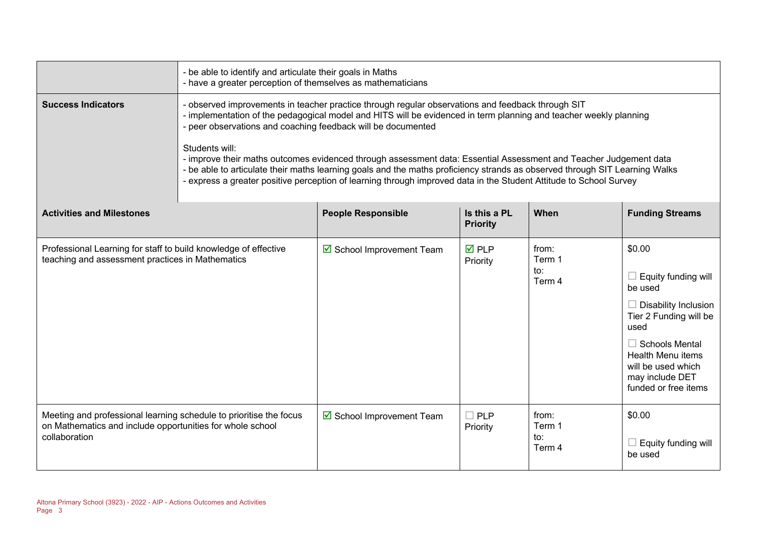| | |
|---|---|
| | - be able to identify and articulate their goals in Maths<br>- have a greater perception of themselves as mathematicians |
| **Success Indicators** | - observed improvements in teacher practice through regular observations and feedback through SIT<br>- implementation of the pedagogical model and HITS will be evidenced in term planning and teacher weekly planning<br>- peer observations and coaching feedback will be documented<br><br>Students will:<br>- improve their maths outcomes evidenced through assessment data: Essential Assessment and Teacher Judgement data<br>- be able to articulate their maths learning goals and the maths proficiency strands as observed through SIT Learning Walks<br>- express a greater positive perception of learning through improved data in the Student Attitude to School Survey |

| **Activities and Milestones** | **People Responsible** | **Is this a PL Priority** | **When** | **Funding Streams** |
|---|---|---|---|---|
| Professional Learning for staff to build knowledge of effective teaching and assessment practices in Mathematics | ☑ School Improvement Team | ☑ PLP Priority | from: Term 1 to: Term 4 | $0.00<br><br>☐ Equity funding will be used<br><br>☐ Disability Inclusion Tier 2 Funding will be used<br><br>☐ Schools Mental Health Menu items will be used which may include DET funded or free items |
| Meeting and professional learning schedule to prioritise the focus on Mathematics and include opportunities for whole school collaboration | ☑ School Improvement Team | ☐ PLP Priority | from: Term 1 to: Term 4 | $0.00<br><br>☐ Equity funding will be used |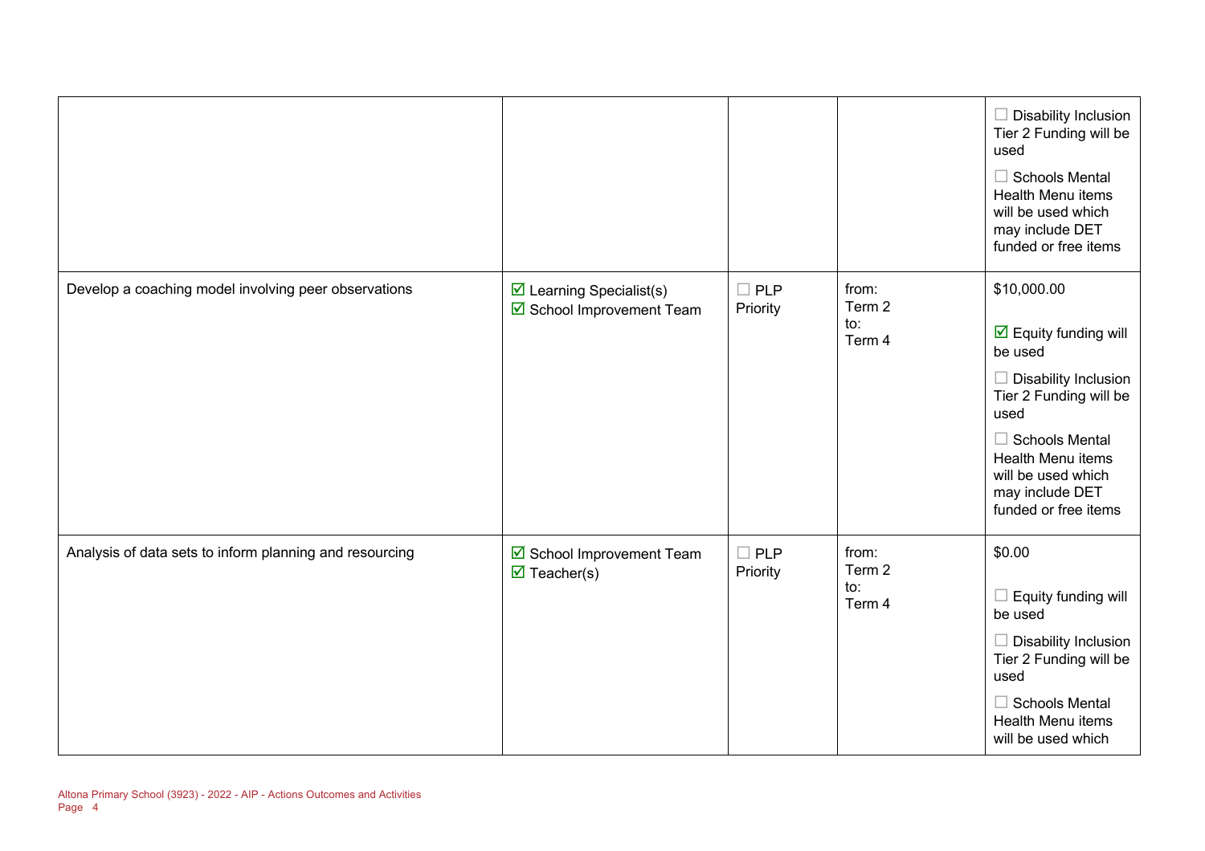| | | | | |
|---|---|---|---|---|
| | | | | ☐ Disability Inclusion Tier 2 Funding will be used<br><br>☐ Schools Mental Health Menu items will be used which may include DET funded or free items |
| Develop a coaching model involving peer observations | ☑ Learning Specialist(s)<br>☑ School Improvement Team | ☐ PLP Priority | from:<br>Term 2<br>to:<br>Term 4 | $10,000.00<br><br>☑ Equity funding will be used<br><br>☐ Disability Inclusion Tier 2 Funding will be used<br><br>☐ Schools Mental Health Menu items will be used which may include DET funded or free items |
| Analysis of data sets to inform planning and resourcing | ☑ School Improvement Team<br>☑ Teacher(s) | ☐ PLP Priority | from:<br>Term 2<br>to:<br>Term 4 | $0.00<br><br>☐ Equity funding will be used<br><br>☐ Disability Inclusion Tier 2 Funding will be used<br><br>☐ Schools Mental Health Menu items will be used which |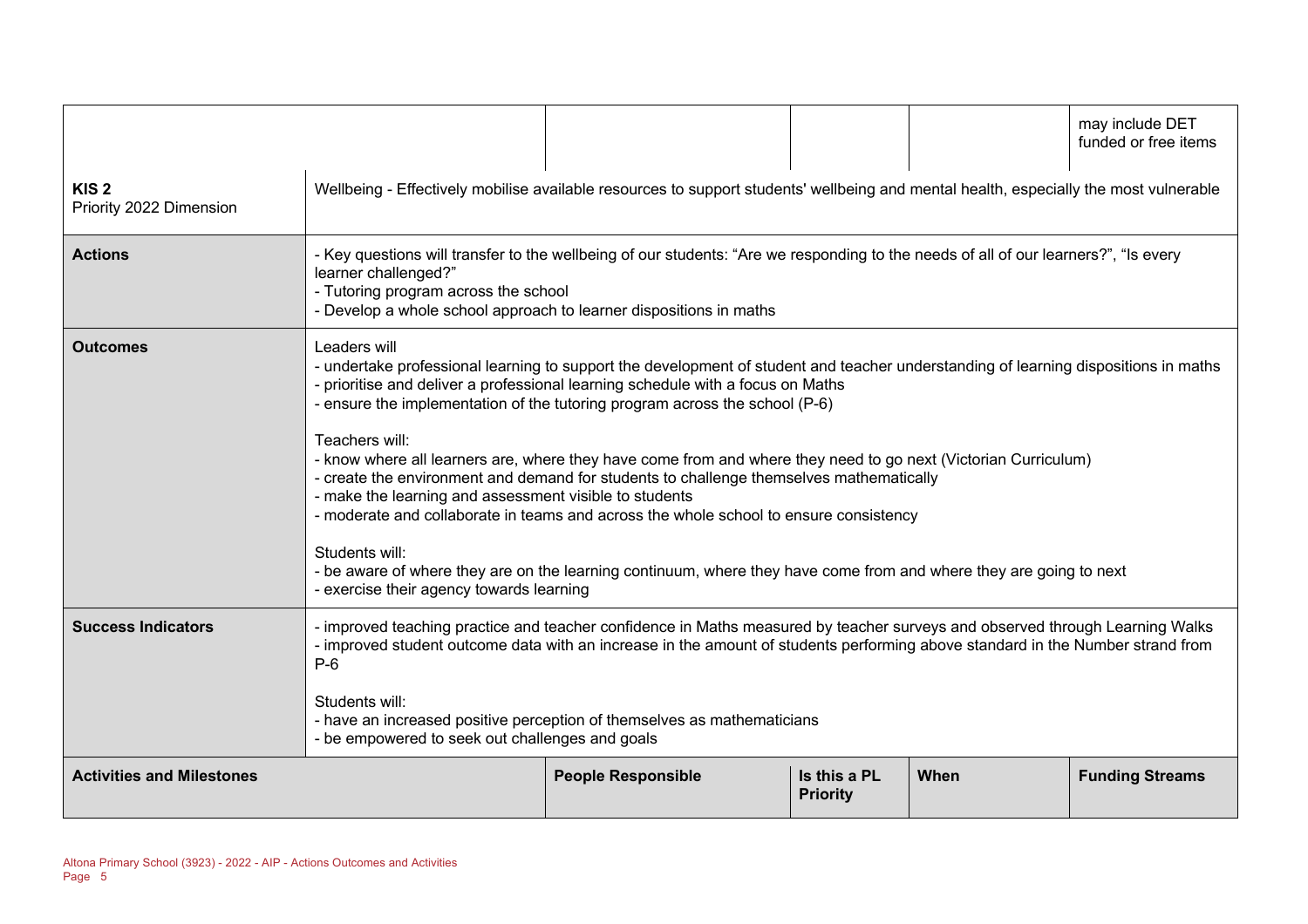| | | | | |
|---|---|---|---|---|
| | | | | may include DET funded or free items |

| **KIS 2**<br>Priority 2022 Dimension | Wellbeing - Effectively mobilise available resources to support students' wellbeing and mental health, especially the most vulnerable |
|---|---|
| **Actions** | - Key questions will transfer to the wellbeing of our students: "Are we responding to the needs of all of our learners?", "Is every learner challenged?"<br>- Tutoring program across the school<br>- Develop a whole school approach to learner dispositions in maths |
| **Outcomes** | Leaders will<br>- undertake professional learning to support the development of student and teacher understanding of learning dispositions in maths<br>- prioritise and deliver a professional learning schedule with a focus on Maths<br>- ensure the implementation of the tutoring program across the school (P-6)<br><br>Teachers will:<br>- know where all learners are, where they have come from and where they need to go next (Victorian Curriculum)<br>- create the environment and demand for students to challenge themselves mathematically<br>- make the learning and assessment visible to students<br>- moderate and collaborate in teams and across the whole school to ensure consistency<br><br>Students will:<br>- be aware of where they are on the learning continuum, where they have come from and where they are going to next<br>- exercise their agency towards learning |
| **Success Indicators** | - improved teaching practice and teacher confidence in Maths measured by teacher surveys and observed through Learning Walks<br>- improved student outcome data with an increase in the amount of students performing above standard in the Number strand from P-6<br><br>Students will:<br>- have an increased positive perception of themselves as mathematicians<br>- be empowered to seek out challenges and goals |

| **Activities and Milestones** | **People Responsible** | **Is this a PL Priority** | **When** | **Funding Streams** |
|---|---|---|---|---|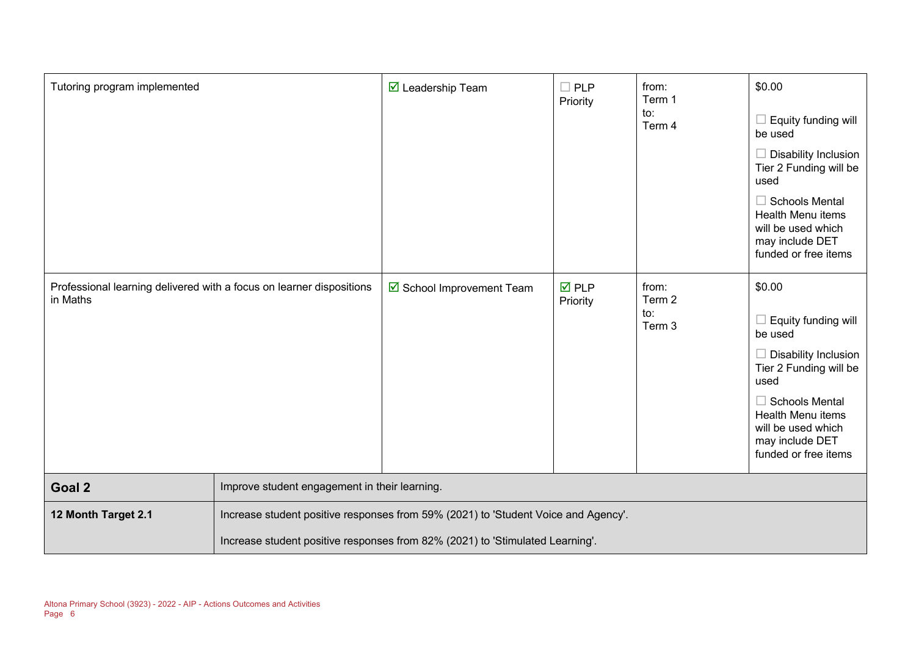| | | | | |
|---|---|---|---|---|
| Tutoring program implemented | ☑ Leadership Team | ☐ PLP Priority | from: Term 1 to: Term 4 | $0.00<br><br>☐ Equity funding will be used<br><br>☐ Disability Inclusion Tier 2 Funding will be used<br><br>☐ Schools Mental Health Menu items will be used which may include DET funded or free items |
| Professional learning delivered with a focus on learner dispositions in Maths | ☑ School Improvement Team | ☑ PLP Priority | from: Term 2 to: Term 3 | $0.00<br><br>☐ Equity funding will be used<br><br>☐ Disability Inclusion Tier 2 Funding will be used<br><br>☐ Schools Mental Health Menu items will be used which may include DET funded or free items |

| | |
|---|---|
| **Goal 2** | Improve student engagement in their learning. |
| **12 Month Target 2.1** | Increase student positive responses from 59% (2021) to 'Student Voice and Agency'.<br><br>Increase student positive responses from 82% (2021) to 'Stimulated Learning'. |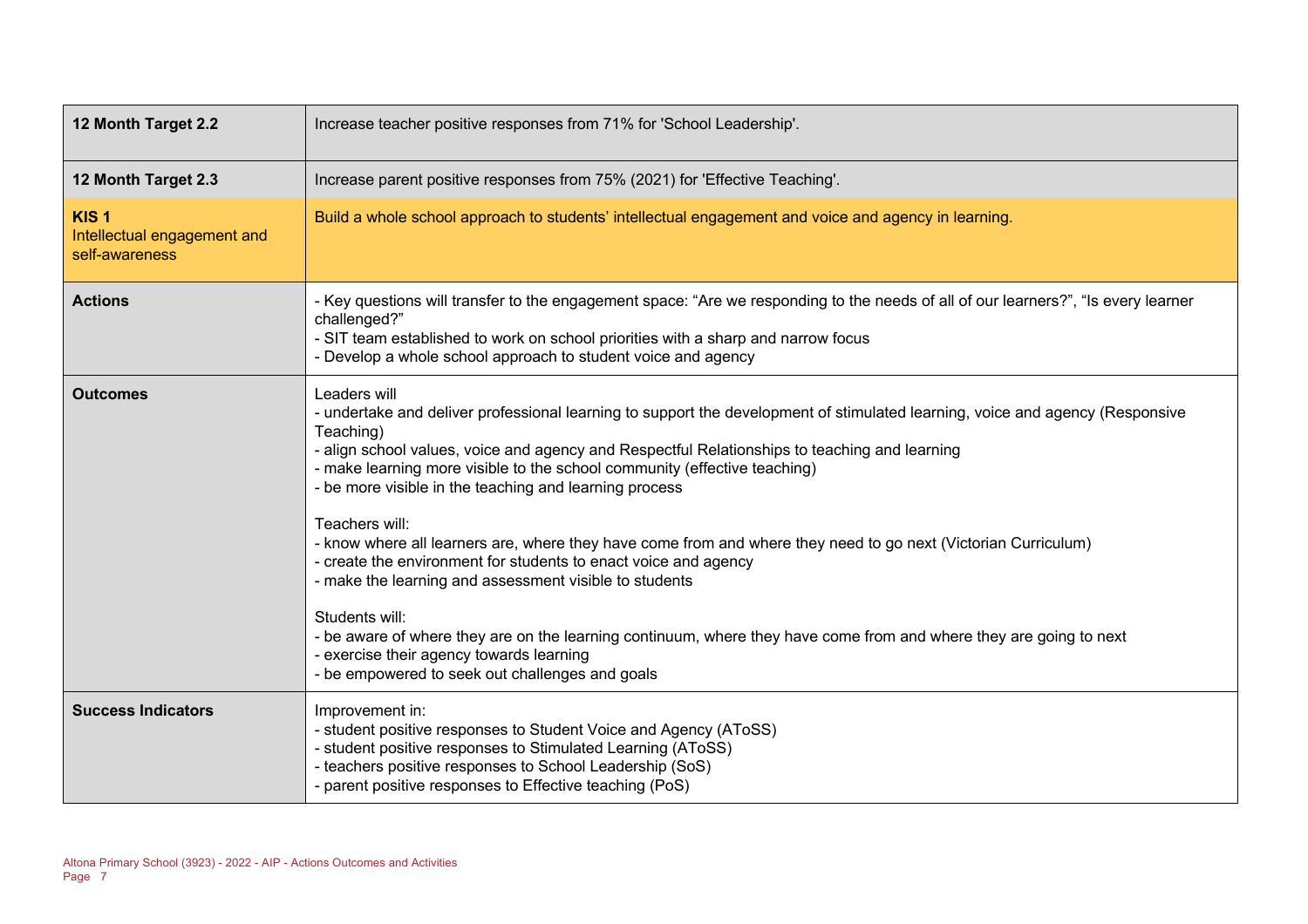| | |
|---|---|
| **12 Month Target 2.2** | Increase teacher positive responses from 71% for 'School Leadership'. |
| **12 Month Target 2.3** | Increase parent positive responses from 75% (2021) for 'Effective Teaching'. |
| **KIS 1**<br>Intellectual engagement and self-awareness | Build a whole school approach to students' intellectual engagement and voice and agency in learning. |
| **Actions** | - Key questions will transfer to the engagement space: "Are we responding to the needs of all of our learners?", "Is every learner challenged?"<br>- SIT team established to work on school priorities with a sharp and narrow focus<br>- Develop a whole school approach to student voice and agency |
| **Outcomes** | Leaders will<br>- undertake and deliver professional learning to support the development of stimulated learning, voice and agency (Responsive Teaching)<br>- align school values, voice and agency and Respectful Relationships to teaching and learning<br>- make learning more visible to the school community (effective teaching)<br>- be more visible in the teaching and learning process<br><br>Teachers will:<br>- know where all learners are, where they have come from and where they need to go next (Victorian Curriculum)<br>- create the environment for students to enact voice and agency<br>- make the learning and assessment visible to students<br><br>Students will:<br>- be aware of where they are on the learning continuum, where they have come from and where they are going to next<br>- exercise their agency towards learning<br>- be empowered to seek out challenges and goals |
| **Success Indicators** | Improvement in:<br>- student positive responses to Student Voice and Agency (AToSS)<br>- student positive responses to Stimulated Learning (AToSS)<br>- teachers positive responses to School Leadership (SoS)<br>- parent positive responses to Effective teaching (PoS) |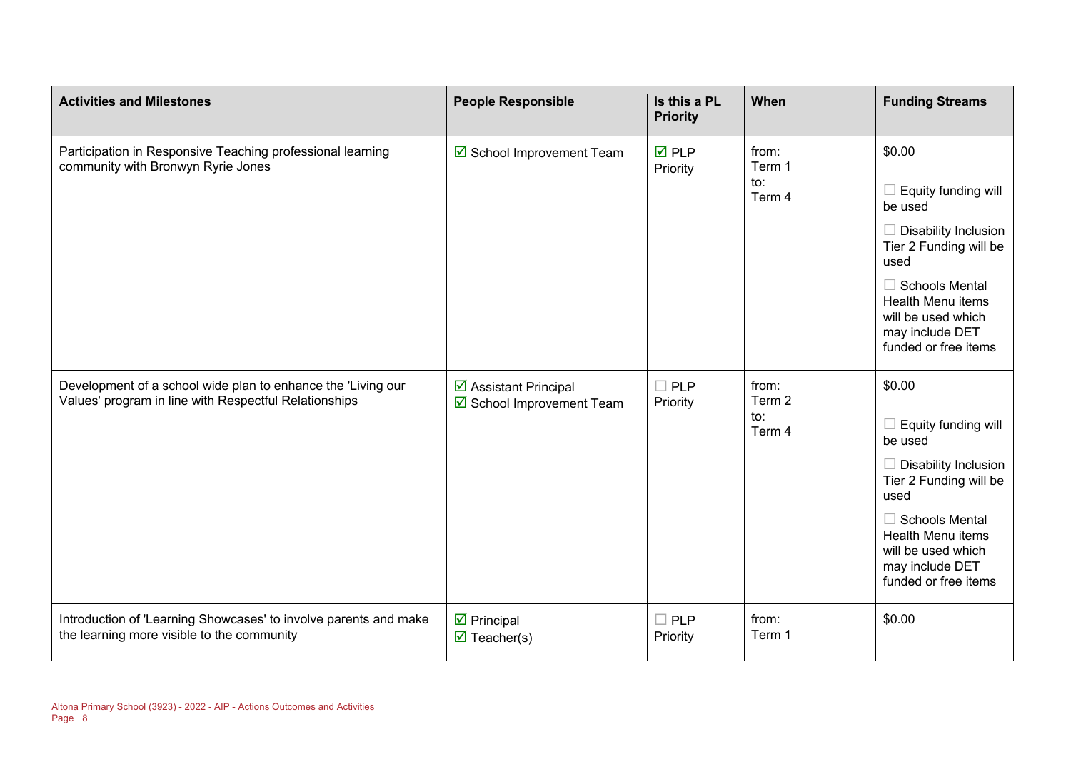| Activities and Milestones | People Responsible | Is this a PL Priority | When | Funding Streams |
|---|---|---|---|---|
| Participation in Responsive Teaching professional learning community with Bronwyn Ryrie Jones | ☑ School Improvement Team | ☑ PLP Priority | from: Term 1 to: Term 4 | $0.00 ☐ Equity funding will be used ☐ Disability Inclusion Tier 2 Funding will be used ☐ Schools Mental Health Menu items will be used which may include DET funded or free items |
| Development of a school wide plan to enhance the 'Living our Values' program in line with Respectful Relationships | ☑ Assistant Principal ☑ School Improvement Team | ☐ PLP Priority | from: Term 2 to: Term 4 | $0.00 ☐ Equity funding will be used ☐ Disability Inclusion Tier 2 Funding will be used ☐ Schools Mental Health Menu items will be used which may include DET funded or free items |
| Introduction of 'Learning Showcases' to involve parents and make the learning more visible to the community | ☑ Principal ☑ Teacher(s) | ☐ PLP Priority | from: Term 1 | $0.00 |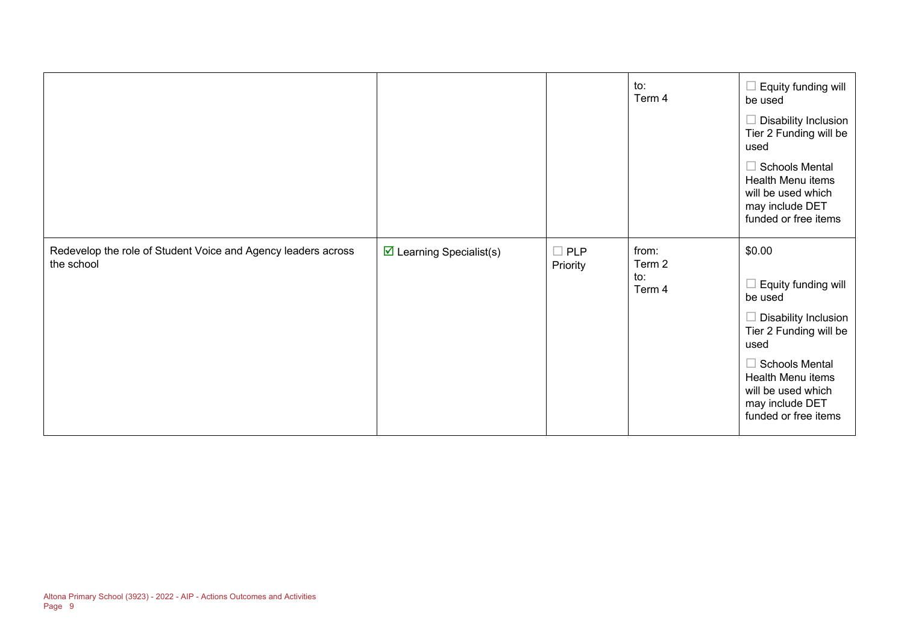| | | | | |
|---|---|---|---|---|
| | | | to:<br>Term 4 | ☐ Equity funding will be used<br>☐ Disability Inclusion Tier 2 Funding will be used<br>☐ Schools Mental Health Menu items will be used which may include DET funded or free items |
| Redevelop the role of Student Voice and Agency leaders across the school | ☑ Learning Specialist(s) | ☐ PLP Priority | from:<br>Term 2<br>to:<br>Term 4 | $0.00<br>☐ Equity funding will be used<br>☐ Disability Inclusion Tier 2 Funding will be used<br>☐ Schools Mental Health Menu items will be used which may include DET funded or free items |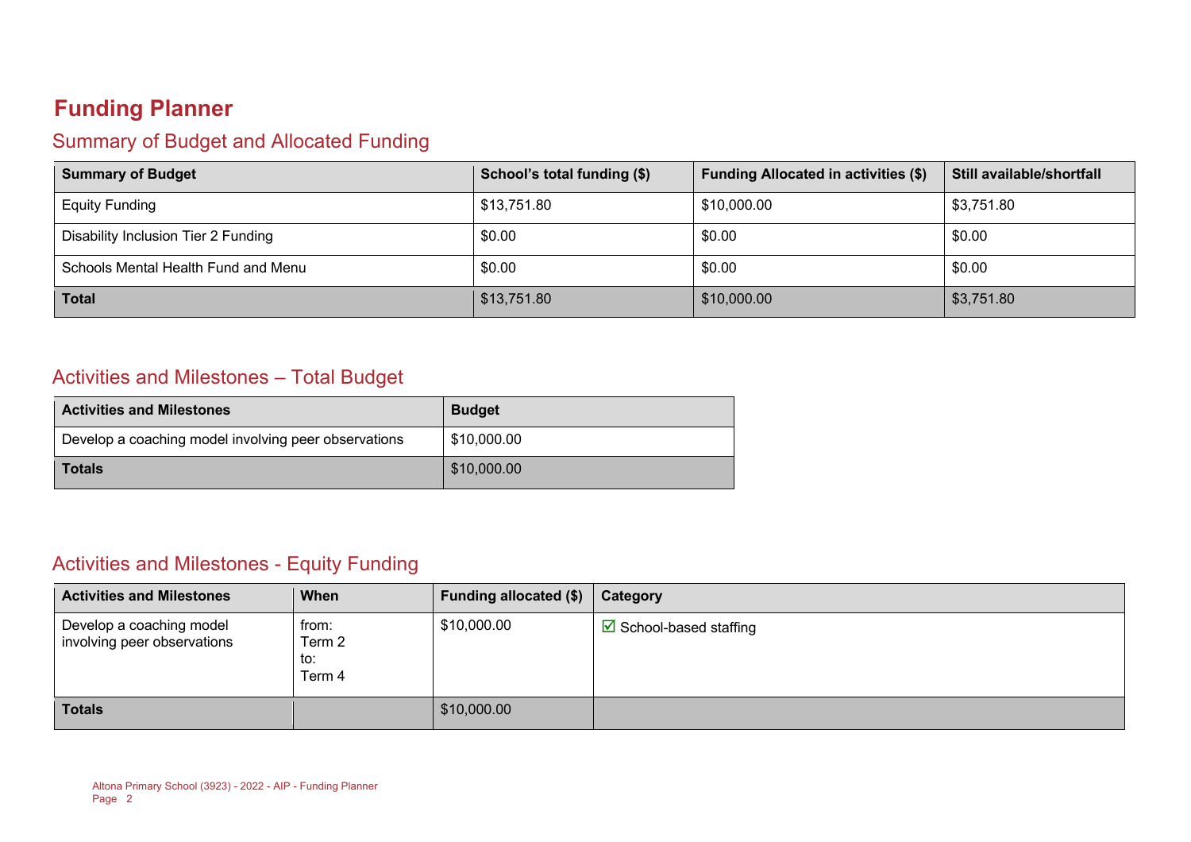# Funding Planner

## Summary of Budget and Allocated Funding

| Summary of Budget | School's total funding ($) | Funding Allocated in activities ($) | Still available/shortfall |
|---|---|---|---|
| Equity Funding | $13,751.80 | $10,000.00 | $3,751.80 |
| Disability Inclusion Tier 2 Funding | $0.00 | $0.00 | $0.00 |
| Schools Mental Health Fund and Menu | $0.00 | $0.00 | $0.00 |
| **Total** | $13,751.80 | $10,000.00 | $3,751.80 |

## Activities and Milestones – Total Budget

| Activities and Milestones | Budget |
|---|---|
| Develop a coaching model involving peer observations | $10,000.00 |
| **Totals** | $10,000.00 |

## Activities and Milestones - Equity Funding

| Activities and Milestones | When | Funding allocated ($) | Category |
|---|---|---|---|
| Develop a coaching model involving peer observations | from: Term 2 to: Term 4 | $10,000.00 | ☑ School-based staffing |
| **Totals** | | $10,000.00 | |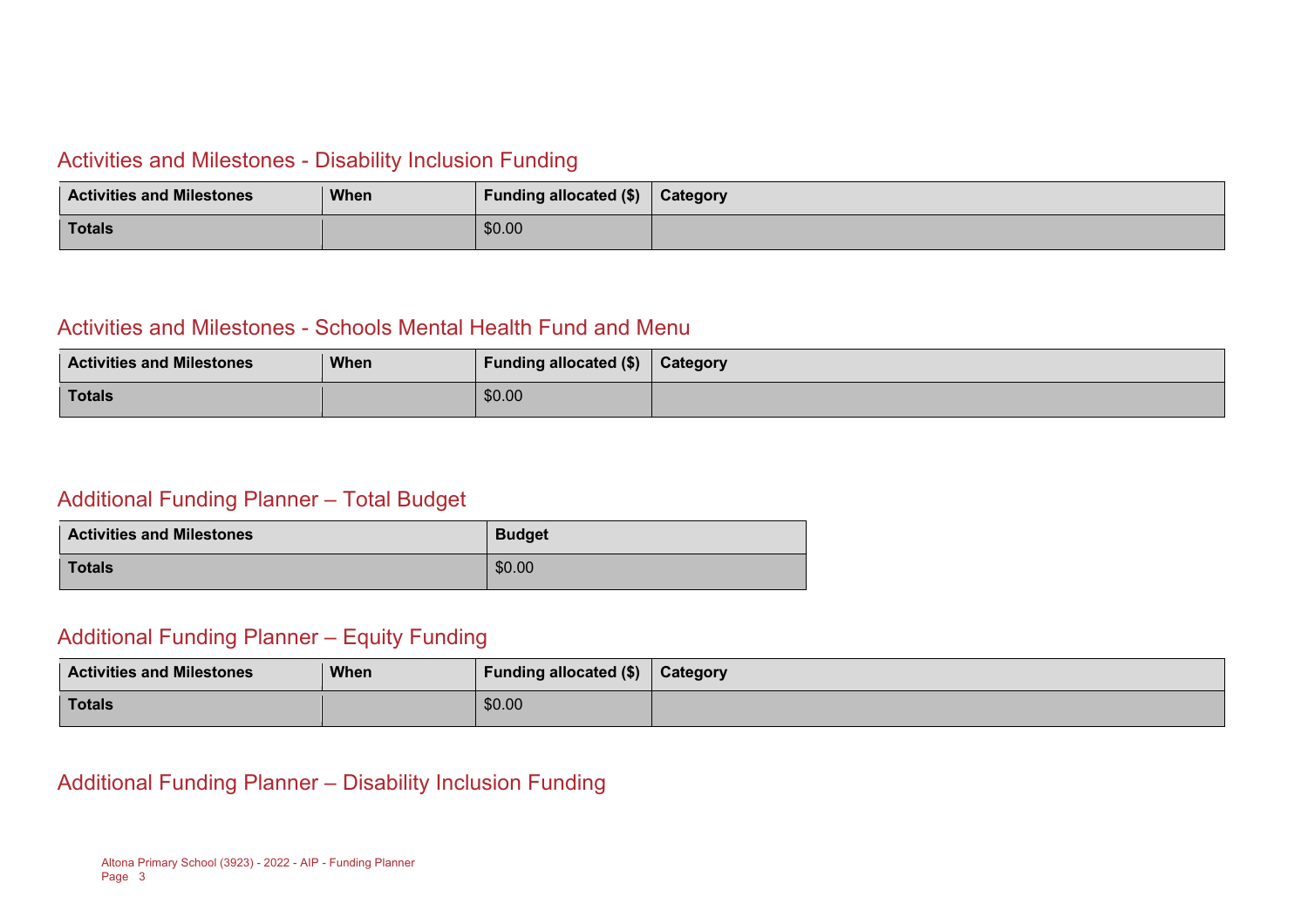## Activities and Milestones - Disability Inclusion Funding

| Activities and Milestones | When | Funding allocated ($) | Category |
| --- | --- | --- | --- |
| **Totals** | | $0.00 | |

## Activities and Milestones - Schools Mental Health Fund and Menu

| Activities and Milestones | When | Funding allocated ($) | Category |
| --- | --- | --- | --- |
| **Totals** | | $0.00 | |

## Additional Funding Planner – Total Budget

| Activities and Milestones | Budget |
| --- | --- |
| **Totals** | $0.00 |

## Additional Funding Planner – Equity Funding

| Activities and Milestones | When | Funding allocated ($) | Category |
| --- | --- | --- | --- |
| **Totals** | | $0.00 | |

## Additional Funding Planner – Disability Inclusion Funding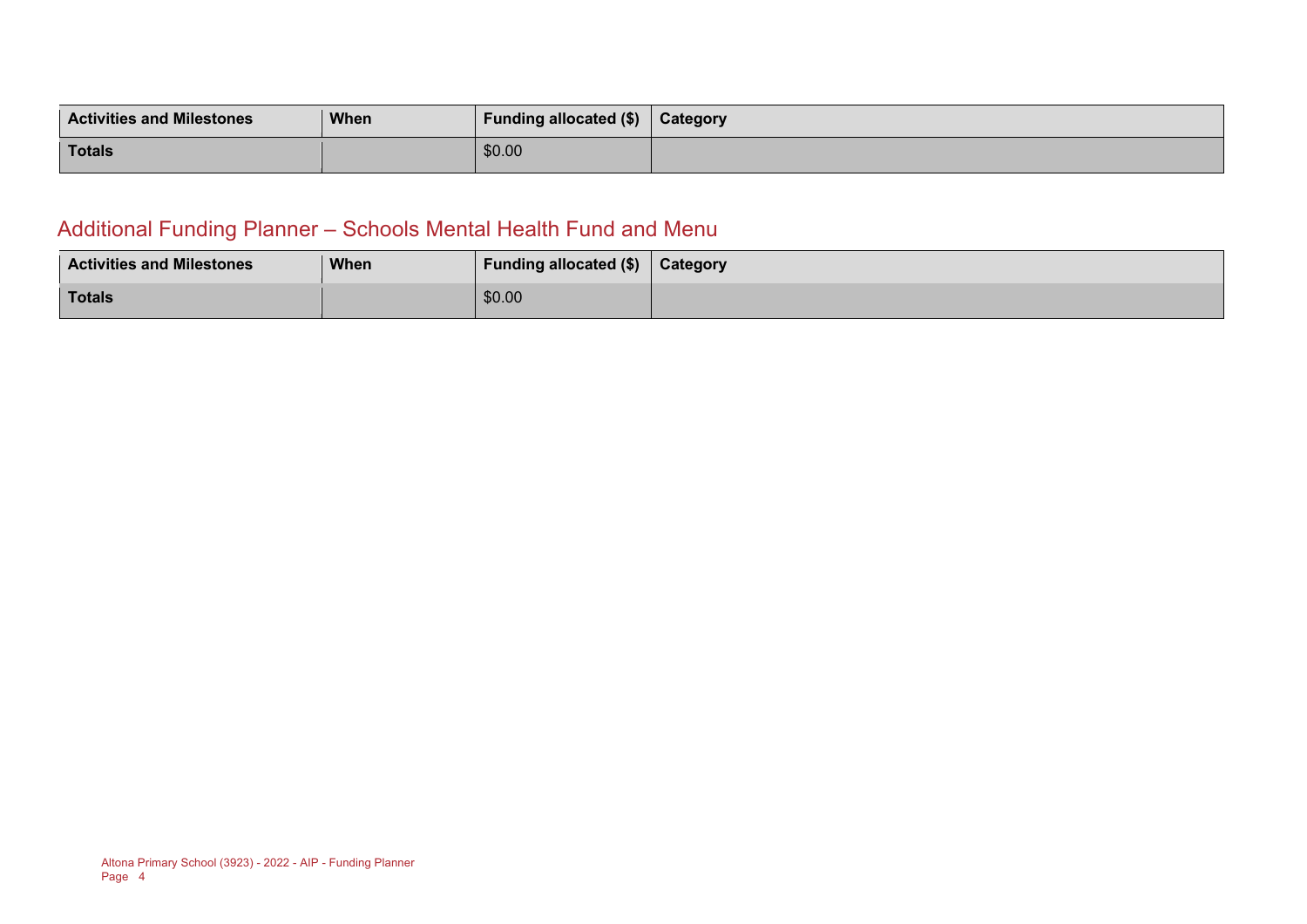| Activities and Milestones | When | Funding allocated ($) | Category |
| --- | --- | --- | --- |
| Totals | | $0.00 | |

## Additional Funding Planner – Schools Mental Health Fund and Menu

| Activities and Milestones | When | Funding allocated ($) | Category |
| --- | --- | --- | --- |
| Totals | | $0.00 | |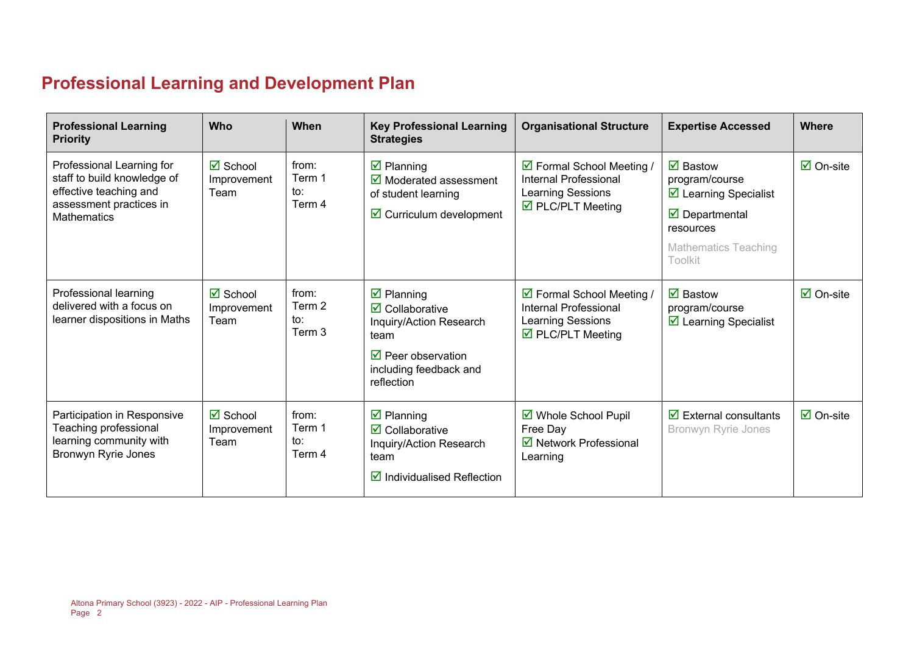# Professional Learning and Development Plan

| Professional Learning Priority | Who | When | Key Professional Learning Strategies | Organisational Structure | Expertise Accessed | Where |
|---|---|---|---|---|---|---|
| Professional Learning for staff to build knowledge of effective teaching and assessment practices in Mathematics | ☑ School Improvement Team | from: Term 1 to: Term 4 | ☑ Planning<br>☑ Moderated assessment of student learning<br>☑ Curriculum development | ☑ Formal School Meeting / Internal Professional Learning Sessions<br>☑ PLC/PLT Meeting | ☑ Bastow program/course<br>☑ Learning Specialist<br>☑ Departmental resources<br>Mathematics Teaching Toolkit | ☑ On-site |
| Professional learning delivered with a focus on learner dispositions in Maths | ☑ School Improvement Team | from: Term 2 to: Term 3 | ☑ Planning<br>☑ Collaborative Inquiry/Action Research team<br>☑ Peer observation including feedback and reflection | ☑ Formal School Meeting / Internal Professional Learning Sessions<br>☑ PLC/PLT Meeting | ☑ Bastow program/course<br>☑ Learning Specialist | ☑ On-site |
| Participation in Responsive Teaching professional learning community with Bronwyn Ryrie Jones | ☑ School Improvement Team | from: Term 1 to: Term 4 | ☑ Planning<br>☑ Collaborative Inquiry/Action Research team<br>☑ Individualised Reflection | ☑ Whole School Pupil Free Day<br>☑ Network Professional Learning | ☑ External consultants<br>Bronwyn Ryrie Jones | ☑ On-site |